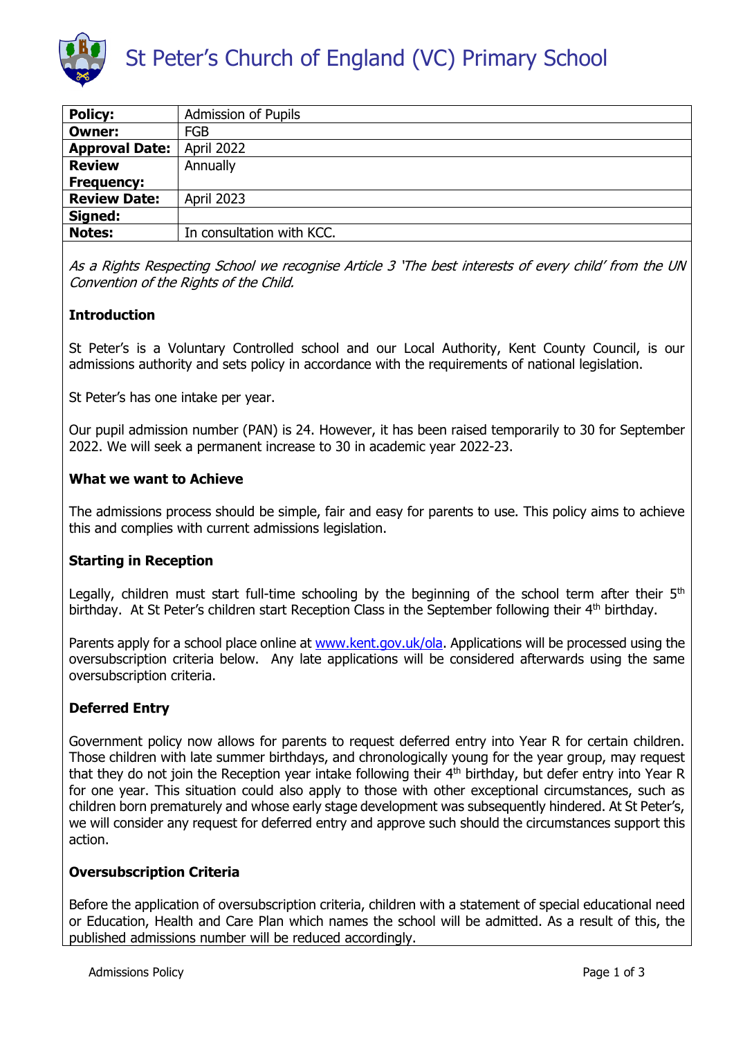# St Peter's Church of England (VC) Primary School

| **Policy:** | Admission of Pupils |
|---|---|
| **Owner:** | FGB |
| **Approval Date:** | April 2022 |
| **Review Frequency:** | Annually |
| **Review Date:** | April 2023 |
| **Signed:** | |
| **Notes:** | In consultation with KCC. |

*As a Rights Respecting School we recognise Article 3 'The best interests of every child' from the UN Convention of the Rights of the Child.*

**Introduction**

St Peter's is a Voluntary Controlled school and our Local Authority, Kent County Council, is our admissions authority and sets policy in accordance with the requirements of national legislation.

St Peter's has one intake per year.

Our pupil admission number (PAN) is 24. However, it has been raised temporarily to 30 for September 2022. We will seek a permanent increase to 30 in academic year 2022-23.

**What we want to Achieve**

The admissions process should be simple, fair and easy for parents to use. This policy aims to achieve this and complies with current admissions legislation.

**Starting in Reception**

Legally, children must start full-time schooling by the beginning of the school term after their 5th birthday. At St Peter's children start Reception Class in the September following their 4th birthday.

Parents apply for a school place online at www.kent.gov.uk/ola. Applications will be processed using the oversubscription criteria below. Any late applications will be considered afterwards using the same oversubscription criteria.

**Deferred Entry**

Government policy now allows for parents to request deferred entry into Year R for certain children. Those children with late summer birthdays, and chronologically young for the year group, may request that they do not join the Reception year intake following their 4th birthday, but defer entry into Year R for one year. This situation could also apply to those with other exceptional circumstances, such as children born prematurely and whose early stage development was subsequently hindered. At St Peter's, we will consider any request for deferred entry and approve such should the circumstances support this action.

**Oversubscription Criteria**

Before the application of oversubscription criteria, children with a statement of special educational need or Education, Health and Care Plan which names the school will be admitted. As a result of this, the published admissions number will be reduced accordingly.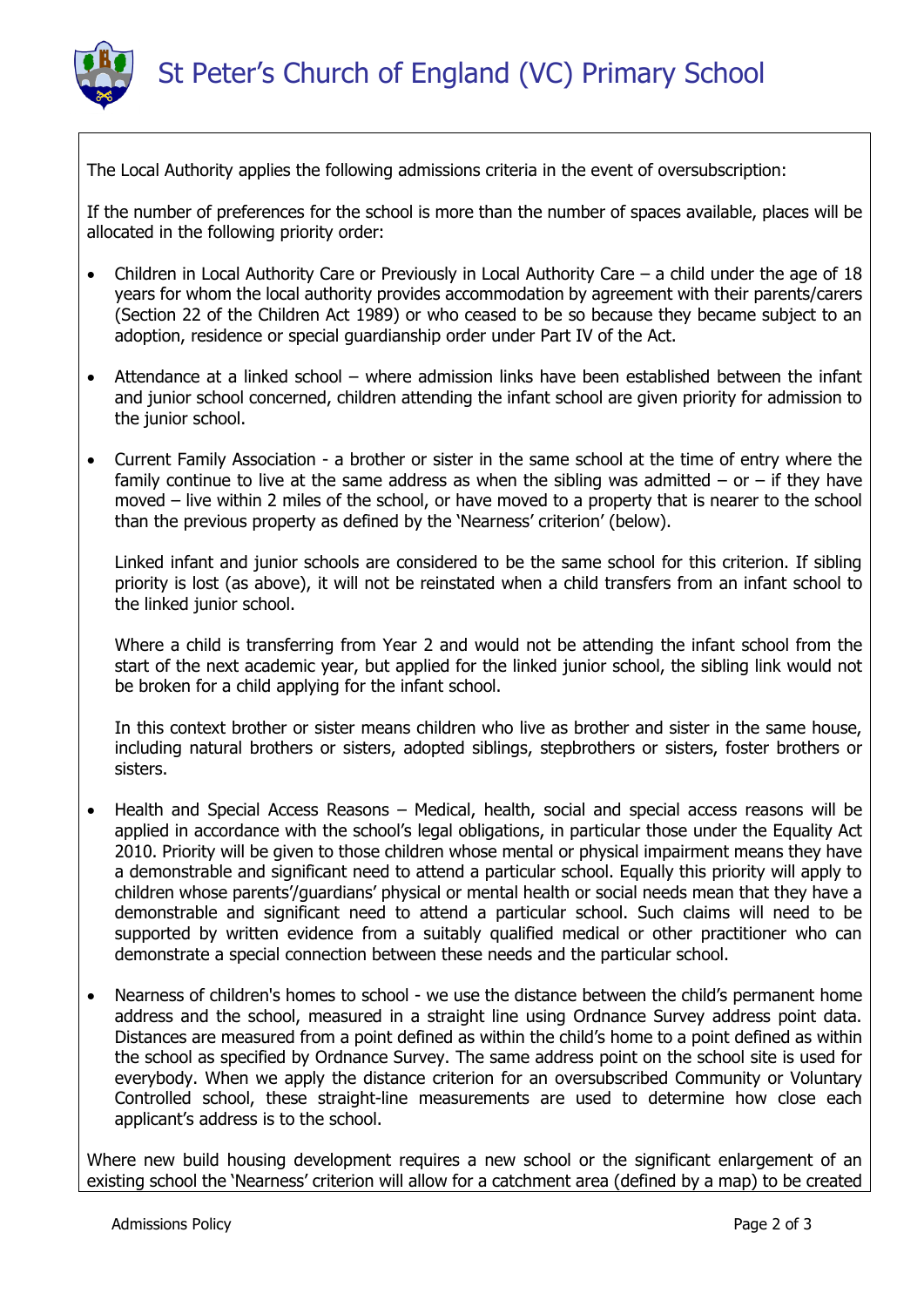The Local Authority applies the following admissions criteria in the event of oversubscription:

If the number of preferences for the school is more than the number of spaces available, places will be allocated in the following priority order:

- Children in Local Authority Care or Previously in Local Authority Care – a child under the age of 18 years for whom the local authority provides accommodation by agreement with their parents/carers (Section 22 of the Children Act 1989) or who ceased to be so because they became subject to an adoption, residence or special guardianship order under Part IV of the Act.

- Attendance at a linked school – where admission links have been established between the infant and junior school concerned, children attending the infant school are given priority for admission to the junior school.

- Current Family Association - a brother or sister in the same school at the time of entry where the family continue to live at the same address as when the sibling was admitted – or – if they have moved – live within 2 miles of the school, or have moved to a property that is nearer to the school than the previous property as defined by the 'Nearness' criterion' (below).

  Linked infant and junior schools are considered to be the same school for this criterion. If sibling priority is lost (as above), it will not be reinstated when a child transfers from an infant school to the linked junior school.

  Where a child is transferring from Year 2 and would not be attending the infant school from the start of the next academic year, but applied for the linked junior school, the sibling link would not be broken for a child applying for the infant school.

  In this context brother or sister means children who live as brother and sister in the same house, including natural brothers or sisters, adopted siblings, stepbrothers or sisters, foster brothers or sisters.

- Health and Special Access Reasons – Medical, health, social and special access reasons will be applied in accordance with the school's legal obligations, in particular those under the Equality Act 2010. Priority will be given to those children whose mental or physical impairment means they have a demonstrable and significant need to attend a particular school. Equally this priority will apply to children whose parents'/guardians' physical or mental health or social needs mean that they have a demonstrable and significant need to attend a particular school. Such claims will need to be supported by written evidence from a suitably qualified medical or other practitioner who can demonstrate a special connection between these needs and the particular school.

- Nearness of children's homes to school - we use the distance between the child's permanent home address and the school, measured in a straight line using Ordnance Survey address point data. Distances are measured from a point defined as within the child's home to a point defined as within the school as specified by Ordnance Survey. The same address point on the school site is used for everybody. When we apply the distance criterion for an oversubscribed Community or Voluntary Controlled school, these straight-line measurements are used to determine how close each applicant's address is to the school.

Where new build housing development requires a new school or the significant enlargement of an existing school the 'Nearness' criterion will allow for a catchment area (defined by a map) to be created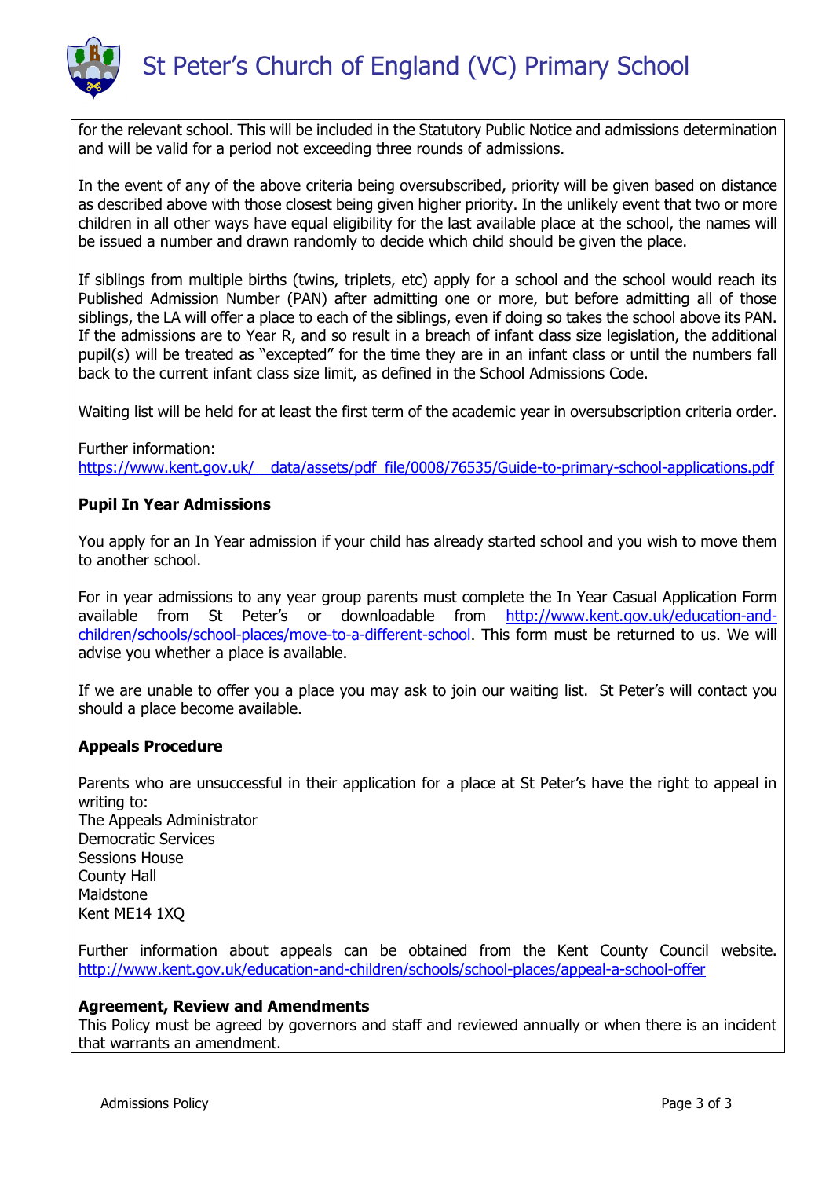for the relevant school. This will be included in the Statutory Public Notice and admissions determination and will be valid for a period not exceeding three rounds of admissions.

In the event of any of the above criteria being oversubscribed, priority will be given based on distance as described above with those closest being given higher priority. In the unlikely event that two or more children in all other ways have equal eligibility for the last available place at the school, the names will be issued a number and drawn randomly to decide which child should be given the place.

If siblings from multiple births (twins, triplets, etc) apply for a school and the school would reach its Published Admission Number (PAN) after admitting one or more, but before admitting all of those siblings, the LA will offer a place to each of the siblings, even if doing so takes the school above its PAN. If the admissions are to Year R, and so result in a breach of infant class size legislation, the additional pupil(s) will be treated as "excepted" for the time they are in an infant class or until the numbers fall back to the current infant class size limit, as defined in the School Admissions Code.

Waiting list will be held for at least the first term of the academic year in oversubscription criteria order.

Further information:
https://www.kent.gov.uk/__data/assets/pdf_file/0008/76535/Guide-to-primary-school-applications.pdf

**Pupil In Year Admissions**

You apply for an In Year admission if your child has already started school and you wish to move them to another school.

For in year admissions to any year group parents must complete the In Year Casual Application Form available from St Peter's or downloadable from http://www.kent.gov.uk/education-and-children/schools/school-places/move-to-a-different-school. This form must be returned to us. We will advise you whether a place is available.

If we are unable to offer you a place you may ask to join our waiting list. St Peter's will contact you should a place become available.

**Appeals Procedure**

Parents who are unsuccessful in their application for a place at St Peter's have the right to appeal in writing to:
The Appeals Administrator
Democratic Services
Sessions House
County Hall
Maidstone
Kent ME14 1XQ

Further information about appeals can be obtained from the Kent County Council website. http://www.kent.gov.uk/education-and-children/schools/school-places/appeal-a-school-offer

**Agreement, Review and Amendments**
This Policy must be agreed by governors and staff and reviewed annually or when there is an incident that warrants an amendment.